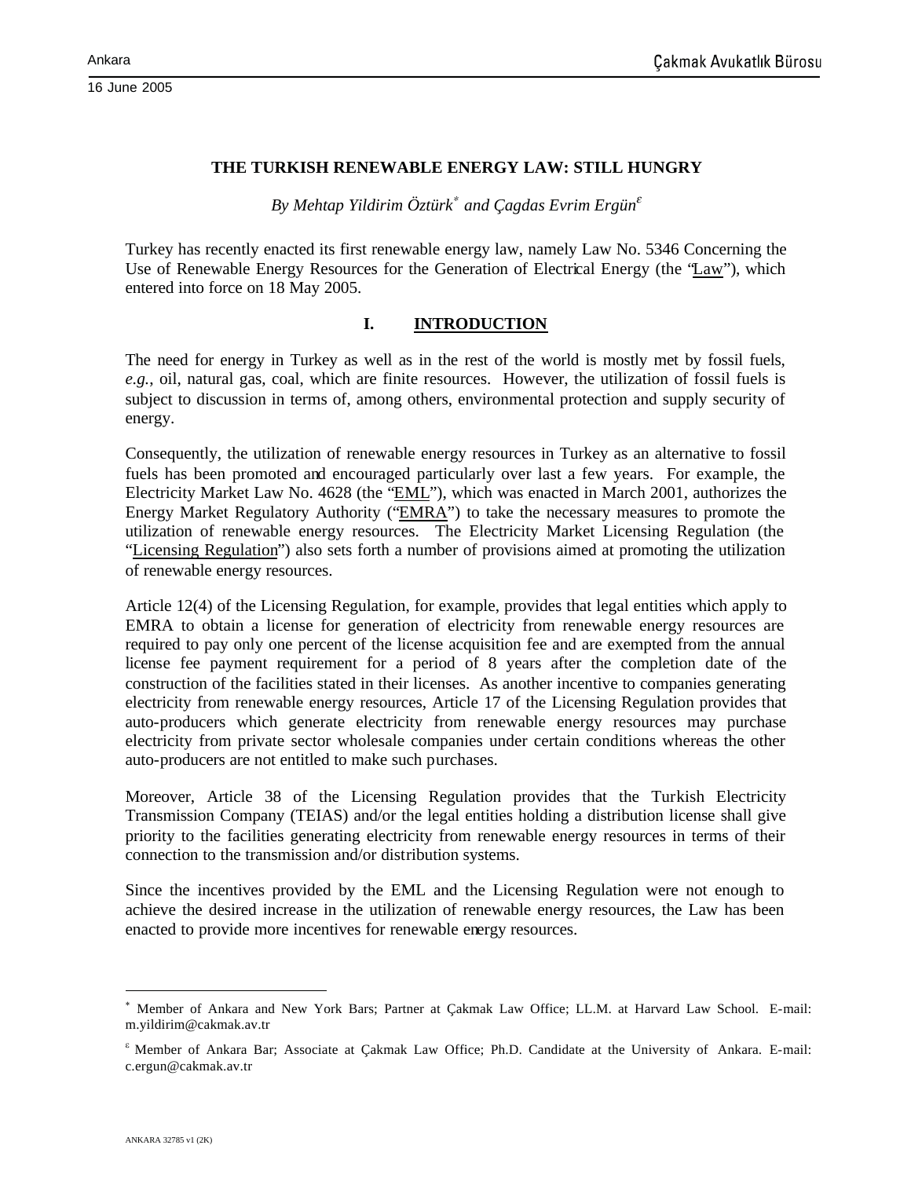Ankara

16 June 2005

# THE TURKISH RENEWABLE ENERGY LAW: STILL HUNGRY

*By Mehtap Yildirim Öztürk[*] and Çagdas Evrim Ergün[ε]*

Turkey has recently enacted its first renewable energy law, namely Law No. 5346 Concerning the Use of Renewable Energy Resources for the Generation of Electrical Energy (the "Law"), which entered into force on 18 May 2005.

## I. INTRODUCTION

The need for energy in Turkey as well as in the rest of the world is mostly met by fossil fuels, *e.g.*, oil, natural gas, coal, which are finite resources. However, the utilization of fossil fuels is subject to discussion in terms of, among others, environmental protection and supply security of energy.

Consequently, the utilization of renewable energy resources in Turkey as an alternative to fossil fuels has been promoted and encouraged particularly over last a few years. For example, the Electricity Market Law No. 4628 (the "EML"), which was enacted in March 2001, authorizes the Energy Market Regulatory Authority ("EMRA") to take the necessary measures to promote the utilization of renewable energy resources. The Electricity Market Licensing Regulation (the "Licensing Regulation") also sets forth a number of provisions aimed at promoting the utilization of renewable energy resources.

Article 12(4) of the Licensing Regulation, for example, provides that legal entities which apply to EMRA to obtain a license for generation of electricity from renewable energy resources are required to pay only one percent of the license acquisition fee and are exempted from the annual license fee payment requirement for a period of 8 years after the completion date of the construction of the facilities stated in their licenses. As another incentive to companies generating electricity from renewable energy resources, Article 17 of the Licensing Regulation provides that auto-producers which generate electricity from renewable energy resources may purchase electricity from private sector wholesale companies under certain conditions whereas the other auto-producers are not entitled to make such purchases.

Moreover, Article 38 of the Licensing Regulation provides that the Turkish Electricity Transmission Company (TEIAS) and/or the legal entities holding a distribution license shall give priority to the facilities generating electricity from renewable energy resources in terms of their connection to the transmission and/or distribution systems.

Since the incentives provided by the EML and the Licensing Regulation were not enough to achieve the desired increase in the utilization of renewable energy resources, the Law has been enacted to provide more incentives for renewable energy resources.

---

[*] Member of Ankara and New York Bars; Partner at Çakmak Law Office; LL.M. at Harvard Law School. E-mail: m.yildirim@cakmak.av.tr

[ε] Member of Ankara Bar; Associate at Çakmak Law Office; Ph.D. Candidate at the University of Ankara. E-mail: c.ergun@cakmak.av.tr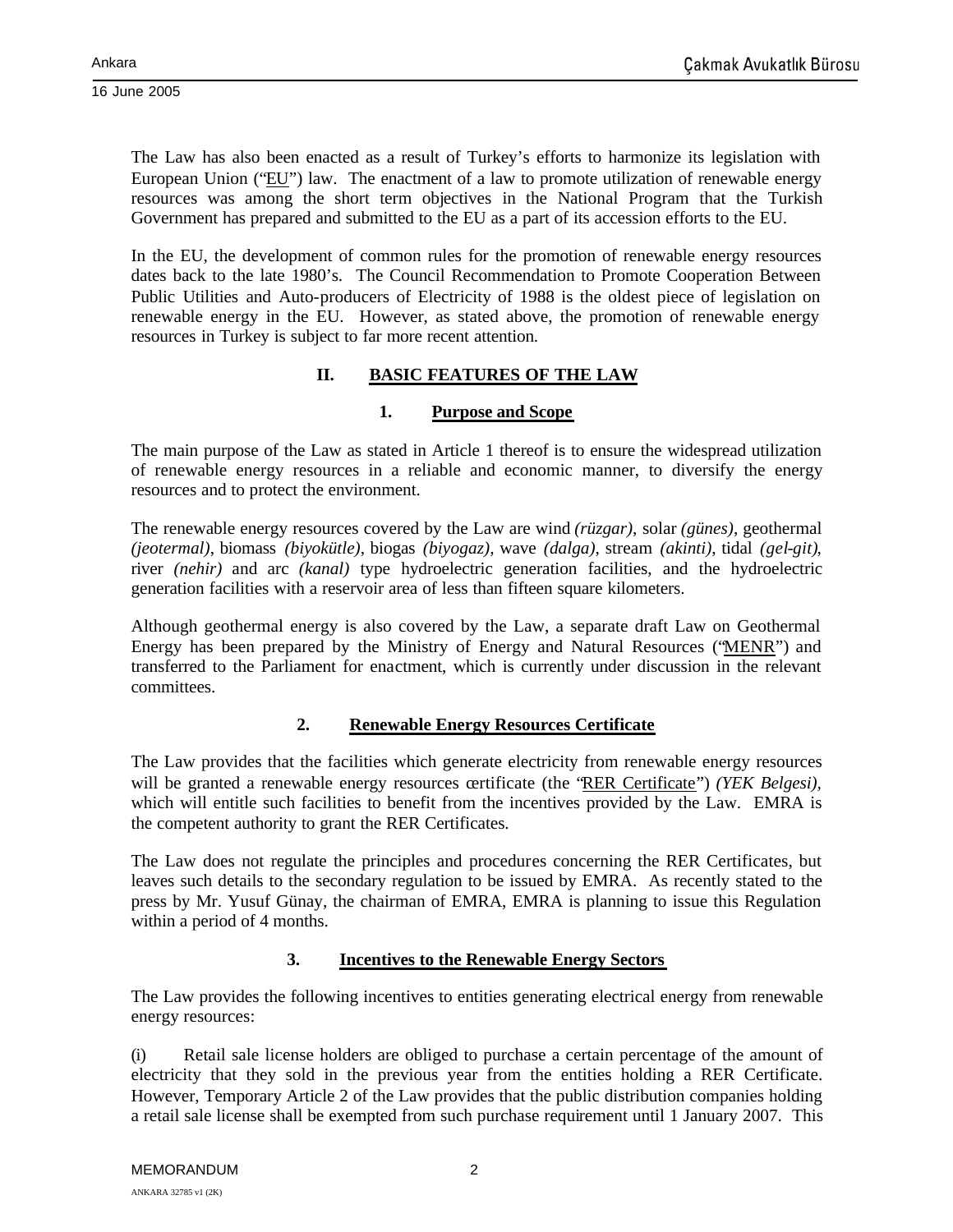The Law has also been enacted as a result of Turkey's efforts to harmonize its legislation with European Union ("EU") law. The enactment of a law to promote utilization of renewable energy resources was among the short term objectives in the National Program that the Turkish Government has prepared and submitted to the EU as a part of its accession efforts to the EU.

In the EU, the development of common rules for the promotion of renewable energy resources dates back to the late 1980's. The Council Recommendation to Promote Cooperation Between Public Utilities and Auto-producers of Electricity of 1988 is the oldest piece of legislation on renewable energy in the EU. However, as stated above, the promotion of renewable energy resources in Turkey is subject to far more recent attention.

## II. BASIC FEATURES OF THE LAW

### 1. Purpose and Scope

The main purpose of the Law as stated in Article 1 thereof is to ensure the widespread utilization of renewable energy resources in a reliable and economic manner, to diversify the energy resources and to protect the environment.

The renewable energy resources covered by the Law are wind *(rüzgar)*, solar *(günes)*, geothermal *(jeotermal)*, biomass *(biyokütle)*, biogas *(biyogaz)*, wave *(dalga)*, stream *(akinti)*, tidal *(gel-git)*, river *(nehir)* and arc *(kanal)* type hydroelectric generation facilities, and the hydroelectric generation facilities with a reservoir area of less than fifteen square kilometers.

Although geothermal energy is also covered by the Law, a separate draft Law on Geothermal Energy has been prepared by the Ministry of Energy and Natural Resources ("MENR") and transferred to the Parliament for enactment, which is currently under discussion in the relevant committees.

### 2. Renewable Energy Resources Certificate

The Law provides that the facilities which generate electricity from renewable energy resources will be granted a renewable energy resources certificate (the "RER Certificate") *(YEK Belgesi)*, which will entitle such facilities to benefit from the incentives provided by the Law. EMRA is the competent authority to grant the RER Certificates.

The Law does not regulate the principles and procedures concerning the RER Certificates, but leaves such details to the secondary regulation to be issued by EMRA. As recently stated to the press by Mr. Yusuf Günay, the chairman of EMRA, EMRA is planning to issue this Regulation within a period of 4 months.

### 3. Incentives to the Renewable Energy Sectors

The Law provides the following incentives to entities generating electrical energy from renewable energy resources:

(i) Retail sale license holders are obliged to purchase a certain percentage of the amount of electricity that they sold in the previous year from the entities holding a RER Certificate. However, Temporary Article 2 of the Law provides that the public distribution companies holding a retail sale license shall be exempted from such purchase requirement until 1 January 2007. This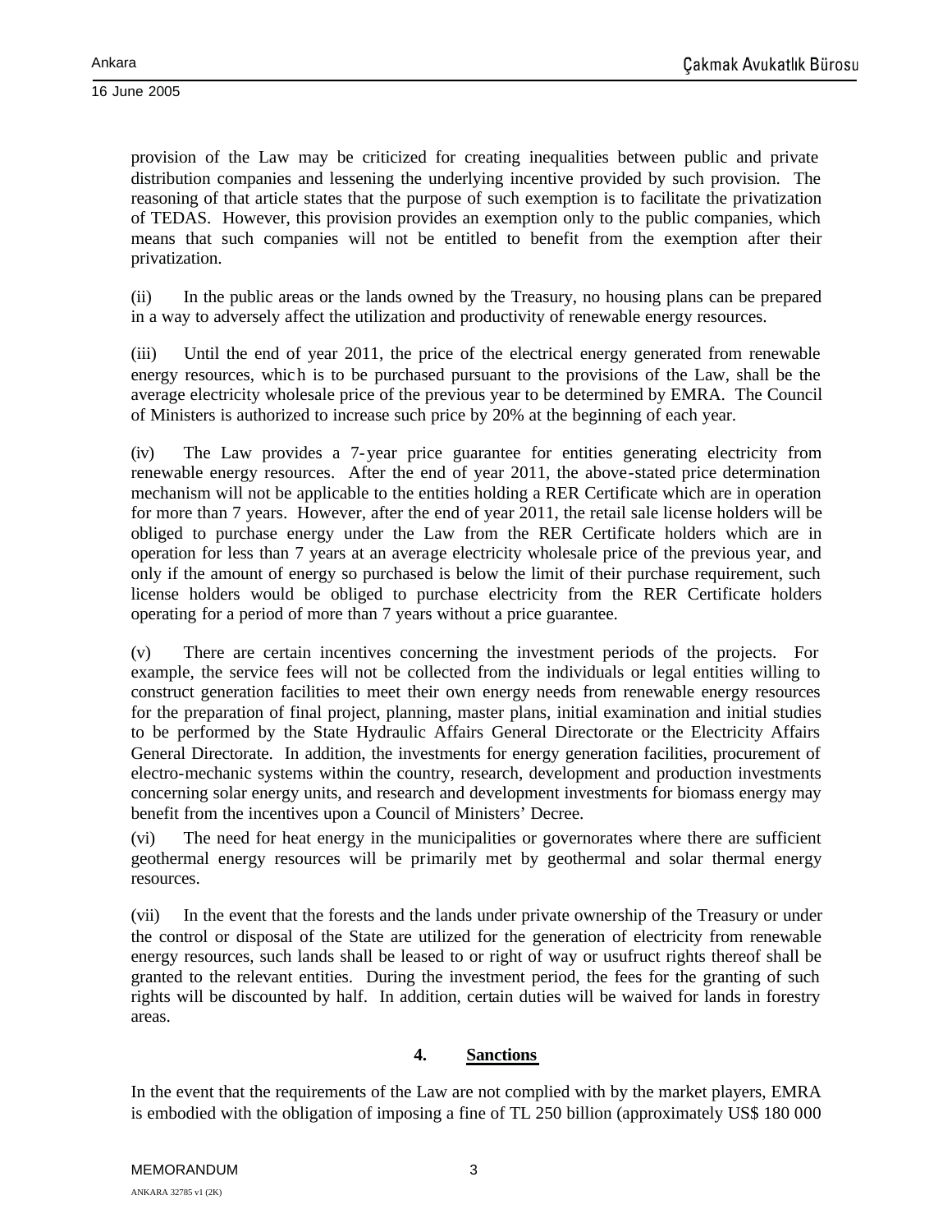provision of the Law may be criticized for creating inequalities between public and private distribution companies and lessening the underlying incentive provided by such provision. The reasoning of that article states that the purpose of such exemption is to facilitate the privatization of TEDAS. However, this provision provides an exemption only to the public companies, which means that such companies will not be entitled to benefit from the exemption after their privatization.

(ii) In the public areas or the lands owned by the Treasury, no housing plans can be prepared in a way to adversely affect the utilization and productivity of renewable energy resources.

(iii) Until the end of year 2011, the price of the electrical energy generated from renewable energy resources, which is to be purchased pursuant to the provisions of the Law, shall be the average electricity wholesale price of the previous year to be determined by EMRA. The Council of Ministers is authorized to increase such price by 20% at the beginning of each year.

(iv) The Law provides a 7-year price guarantee for entities generating electricity from renewable energy resources. After the end of year 2011, the above-stated price determination mechanism will not be applicable to the entities holding a RER Certificate which are in operation for more than 7 years. However, after the end of year 2011, the retail sale license holders will be obliged to purchase energy under the Law from the RER Certificate holders which are in operation for less than 7 years at an average electricity wholesale price of the previous year, and only if the amount of energy so purchased is below the limit of their purchase requirement, such license holders would be obliged to purchase electricity from the RER Certificate holders operating for a period of more than 7 years without a price guarantee.

(v) There are certain incentives concerning the investment periods of the projects. For example, the service fees will not be collected from the individuals or legal entities willing to construct generation facilities to meet their own energy needs from renewable energy resources for the preparation of final project, planning, master plans, initial examination and initial studies to be performed by the State Hydraulic Affairs General Directorate or the Electricity Affairs General Directorate. In addition, the investments for energy generation facilities, procurement of electro-mechanic systems within the country, research, development and production investments concerning solar energy units, and research and development investments for biomass energy may benefit from the incentives upon a Council of Ministers' Decree.

(vi) The need for heat energy in the municipalities or governorates where there are sufficient geothermal energy resources will be primarily met by geothermal and solar thermal energy resources.

(vii) In the event that the forests and the lands under private ownership of the Treasury or under the control or disposal of the State are utilized for the generation of electricity from renewable energy resources, such lands shall be leased to or right of way or usufruct rights thereof shall be granted to the relevant entities. During the investment period, the fees for the granting of such rights will be discounted by half. In addition, certain duties will be waived for lands in forestry areas.

## 4. Sanctions

In the event that the requirements of the Law are not complied with by the market players, EMRA is embodied with the obligation of imposing a fine of TL 250 billion (approximately US$ 180 000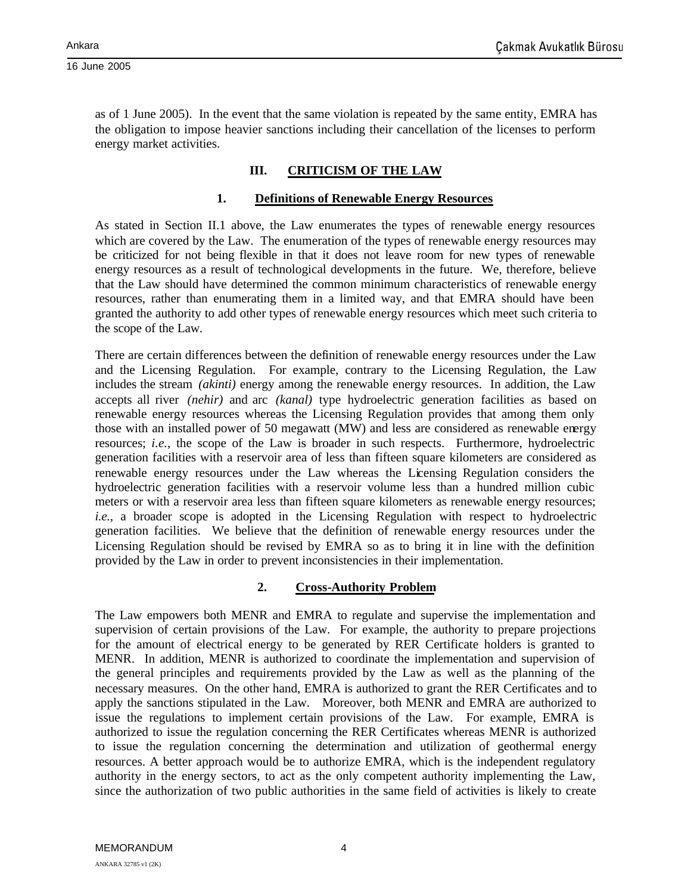as of 1 June 2005). In the event that the same violation is repeated by the same entity, EMRA has the obligation to impose heavier sanctions including their cancellation of the licenses to perform energy market activities.

## III. CRITICISM OF THE LAW

### 1. Definitions of Renewable Energy Resources

As stated in Section II.1 above, the Law enumerates the types of renewable energy resources which are covered by the Law. The enumeration of the types of renewable energy resources may be criticized for not being flexible in that it does not leave room for new types of renewable energy resources as a result of technological developments in the future. We, therefore, believe that the Law should have determined the common minimum characteristics of renewable energy resources, rather than enumerating them in a limited way, and that EMRA should have been granted the authority to add other types of renewable energy resources which meet such criteria to the scope of the Law.

There are certain differences between the definition of renewable energy resources under the Law and the Licensing Regulation. For example, contrary to the Licensing Regulation, the Law includes the stream *(akinti)* energy among the renewable energy resources. In addition, the Law accepts all river *(nehir)* and arc *(kanal)* type hydroelectric generation facilities as based on renewable energy resources whereas the Licensing Regulation provides that among them only those with an installed power of 50 megawatt (MW) and less are considered as renewable energy resources; *i.e.*, the scope of the Law is broader in such respects. Furthermore, hydroelectric generation facilities with a reservoir area of less than fifteen square kilometers are considered as renewable energy resources under the Law whereas the Licensing Regulation considers the hydroelectric generation facilities with a reservoir volume less than a hundred million cubic meters or with a reservoir area less than fifteen square kilometers as renewable energy resources; *i.e.*, a broader scope is adopted in the Licensing Regulation with respect to hydroelectric generation facilities. We believe that the definition of renewable energy resources under the Licensing Regulation should be revised by EMRA so as to bring it in line with the definition provided by the Law in order to prevent inconsistencies in their implementation.

### 2. Cross-Authority Problem

The Law empowers both MENR and EMRA to regulate and supervise the implementation and supervision of certain provisions of the Law. For example, the authority to prepare projections for the amount of electrical energy to be generated by RER Certificate holders is granted to MENR. In addition, MENR is authorized to coordinate the implementation and supervision of the general principles and requirements provided by the Law as well as the planning of the necessary measures. On the other hand, EMRA is authorized to grant the RER Certificates and to apply the sanctions stipulated in the Law. Moreover, both MENR and EMRA are authorized to issue the regulations to implement certain provisions of the Law. For example, EMRA is authorized to issue the regulation concerning the RER Certificates whereas MENR is authorized to issue the regulation concerning the determination and utilization of geothermal energy resources. A better approach would be to authorize EMRA, which is the independent regulatory authority in the energy sectors, to act as the only competent authority implementing the Law, since the authorization of two public authorities in the same field of activities is likely to create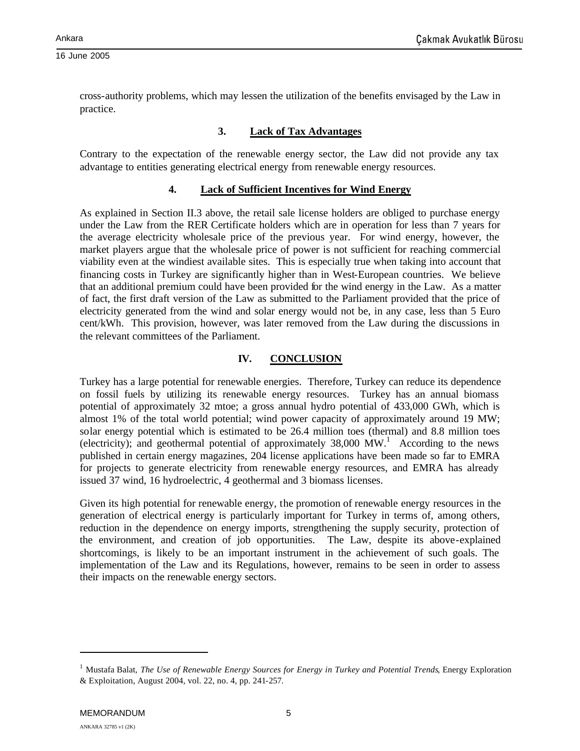cross-authority problems, which may lessen the utilization of the benefits envisaged by the Law in practice.

### 3. Lack of Tax Advantages

Contrary to the expectation of the renewable energy sector, the Law did not provide any tax advantage to entities generating electrical energy from renewable energy resources.

### 4. Lack of Sufficient Incentives for Wind Energy

As explained in Section II.3 above, the retail sale license holders are obliged to purchase energy under the Law from the RER Certificate holders which are in operation for less than 7 years for the average electricity wholesale price of the previous year. For wind energy, however, the market players argue that the wholesale price of power is not sufficient for reaching commercial viability even at the windiest available sites. This is especially true when taking into account that financing costs in Turkey are significantly higher than in West-European countries. We believe that an additional premium could have been provided for the wind energy in the Law. As a matter of fact, the first draft version of the Law as submitted to the Parliament provided that the price of electricity generated from the wind and solar energy would not be, in any case, less than 5 Euro cent/kWh. This provision, however, was later removed from the Law during the discussions in the relevant committees of the Parliament.

## IV. CONCLUSION

Turkey has a large potential for renewable energies. Therefore, Turkey can reduce its dependence on fossil fuels by utilizing its renewable energy resources. Turkey has an annual biomass potential of approximately 32 mtoe; a gross annual hydro potential of 433,000 GWh, which is almost 1% of the total world potential; wind power capacity of approximately around 19 MW; solar energy potential which is estimated to be 26.4 million toes (thermal) and 8.8 million toes (electricity); and geothermal potential of approximately 38,000 MW.[1] According to the news published in certain energy magazines, 204 license applications have been made so far to EMRA for projects to generate electricity from renewable energy resources, and EMRA has already issued 37 wind, 16 hydroelectric, 4 geothermal and 3 biomass licenses.

Given its high potential for renewable energy, the promotion of renewable energy resources in the generation of electrical energy is particularly important for Turkey in terms of, among others, reduction in the dependence on energy imports, strengthening the supply security, protection of the environment, and creation of job opportunities. The Law, despite its above-explained shortcomings, is likely to be an important instrument in the achievement of such goals. The implementation of the Law and its Regulations, however, remains to be seen in order to assess their impacts on the renewable energy sectors.

---

[1] Mustafa Balat, *The Use of Renewable Energy Sources for Energy in Turkey and Potential Trends*, Energy Exploration & Exploitation, August 2004, vol. 22, no. 4, pp. 241-257.